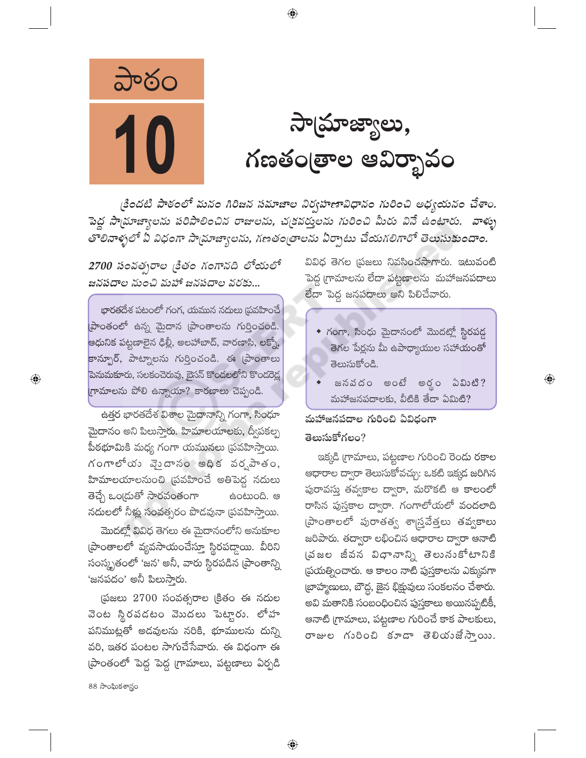# పాఠం 10

# సామ్రాజ్యాలు, గణతంత్రాల ఆవిర్భావం

*క్రిందటి పాఠంలో మనం గిరిజన సమాజాల నిర్వహణావిధానం గురించి అధ్యయనం చేశాం. పెద్ద సామ్రాజ్యాలను పరిపాలించిన రాజులను, చక్రవర్తులను గురించి మీరు వినే ఉంటారు. వాళ్ళు తొలినాళ్ళలో ఏ విధంగా సామ్రాజ్యాలను, గణతంత్రాలను ఏర్పాటు చేయగలిగారో తెలుసుకుందాం.*

## 2700 సంవత్సరాల క్రితం గంగానది లోయలో జనపదాల నుంచి మహా జనపదాల వరకు...

> భారతదేశ పటంలో గంగ, యమున నదులు ప్రవహించే ప్రాంతంలో ఉన్న మైదాన ప్రాంతాలను గుర్తించండి. ఆధునిక పట్టణాలైన ఢిల్లీ, అలహాబాద్, వారణాసి, లక్నో, కాన్పూర్, పాట్నాలను గుర్తించండి. ఈ ప్రాంతాలు పెనుమకూరు, సలకంచెరువు, బైసన్ కొండలలోని కొండరెడ్ల గ్రామాలను పోలి ఉన్నాయా? కారణాలు చెప్పండి.

ఉత్తర భారతదేశ విశాల మైదానాన్ని గంగా, సింధూ మైదానం అని పిలుస్తారు. హిమాలయాలకు, ద్వీపకల్ప పీఠభూమికి మధ్య గంగా యమునలు ప్రవహిస్తాయి. గంగాలోయ మైదానం అధిక వర్షపాతం, హిమాలయాలనుంచి ప్రవహించే అతిపెద్ద నదులు తెచ్చే ఒండ్రుతో సారవంతంగా ఉంటుంది. ఆ నదులలో నీళ్లు సంవత్సరం పొడవునా ప్రవహిస్తాయి.

మొదట్లో వివిధ తెగలు ఈ మైదానంలోని అనుకూల ప్రాంతాలలో వ్యవసాయంచేస్తూ స్థిరపడ్డాయి. వీరిని సంస్కృతంలో 'జన' అనీ, వారు స్థిరపడిన ప్రాంతాన్ని 'జనపదం' అనీ పిలుస్తారు.

ప్రజలు 2700 సంవత్సరాల క్రితం ఈ నదుల వెంట స్థిరపడటం మొదలు పెట్టారు. లోహ పనిముట్లతో అడవులను నరికి, భూములను దున్ని వరి, ఇతర పంటల సాగుచేసేవారు. ఈ విధంగా ఈ ప్రాంతంలో పెద్ద పెద్ద గ్రామాలు, పట్టణాలు ఏర్పడి వివిధ తెగల ప్రజలు నివసించసాగారు. ఇటువంటి పెద్ద గ్రామాలను లేదా పట్టణాలను మహాజనపదాలు లేదా పెద్ద జనపదాలు అని పిలిచేవారు.

> - గంగా, సింధు మైదానంలో మొదట్లో స్థిరపడ్డ తెగల పేర్లను మీ ఉపాధ్యాయుల సహాయంతో తెలుసుకోండి.
> - జనపదం అంటే అర్థం ఏమిటి? మహాజనపదాలకు, వీటికి తేడా ఏమిటి?

## మహాజనపదాల గురించి ఏవిధంగా తెలుసుకోగలం?

ఇక్కడి గ్రామాలు, పట్టణాల గురించి రెండు రకాల ఆధారాల ద్వారా తెలుసుకోవచ్చు: ఒకటి ఇక్కడ జరిగిన పురావస్తు తవ్వకాల ద్వారా, మరొకటి ఆ కాలంలో రాసిన పుస్తకాల ద్వారా. గంగాలోయలో వందలాది ప్రాంతాలలో పురాతత్వ శాస్త్రవేత్తలు తవ్వకాలు జరిపారు. తద్వారా లభించిన ఆధారాల ద్వారా ఆనాటి ప్రజల జీవన విధానాన్ని తెలుసుకోటానికి ప్రయత్నించారు. ఆ కాలం నాటి పుస్తకాలను ఎక్కువగా బ్రాహ్మణులు, బౌద్ధ, జైన భిక్షువులు సంకలనం చేశారు. అవి మతానికి సంబంధించిన పుస్తకాలు అయినప్పటికీ, ఆనాటి గ్రామాలు, పట్టణాల గురించే కాక పాలకులు, రాజుల గురించి కూడా తెలియజేస్తాయి.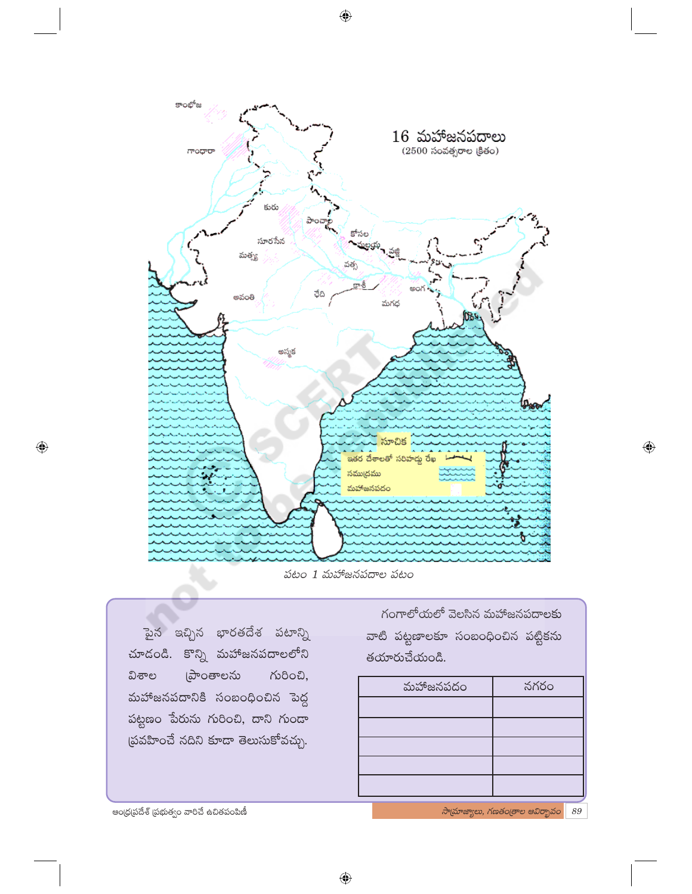16 మహాజనపదాలు
(2500 సంవత్సరాల క్రితం)

కాంభోజ, గాంధారా, కురు, పాంచాల, సూరసేన, మత్స్య, కోసల, మల్లయ, వజ్జి, వత్స, కాశీ, చేది, అవంతి, అంగ, మగధ, అస్సక

సూచిక
- ఇతర దేశాలతో సరిహద్దు రేఖ
- సముద్రము
- మహాజనపదం

*పటం 1 మహాజనపదాల పటం*

పైన ఇచ్చిన భారతదేశ పటాన్ని చూడండి. కొన్ని మహాజనపదాలలోని విశాల ప్రాంతాలను గురించి, మహాజనపదానికి సంబంధించిన పెద్ద పట్టణం పేరును గురించి, దాని గుండా ప్రవహించే నదిని కూడా తెలుసుకోవచ్చు.

గంగాలోయలో వెలసిన మహాజనపదాలకు వాటి పట్టణాలకూ సంబంధించిన పట్టికను తయారుచేయండి.

| మహాజనపదం | నగరం |
|---|---|
| | |
| | |
| | |
| | |
| | |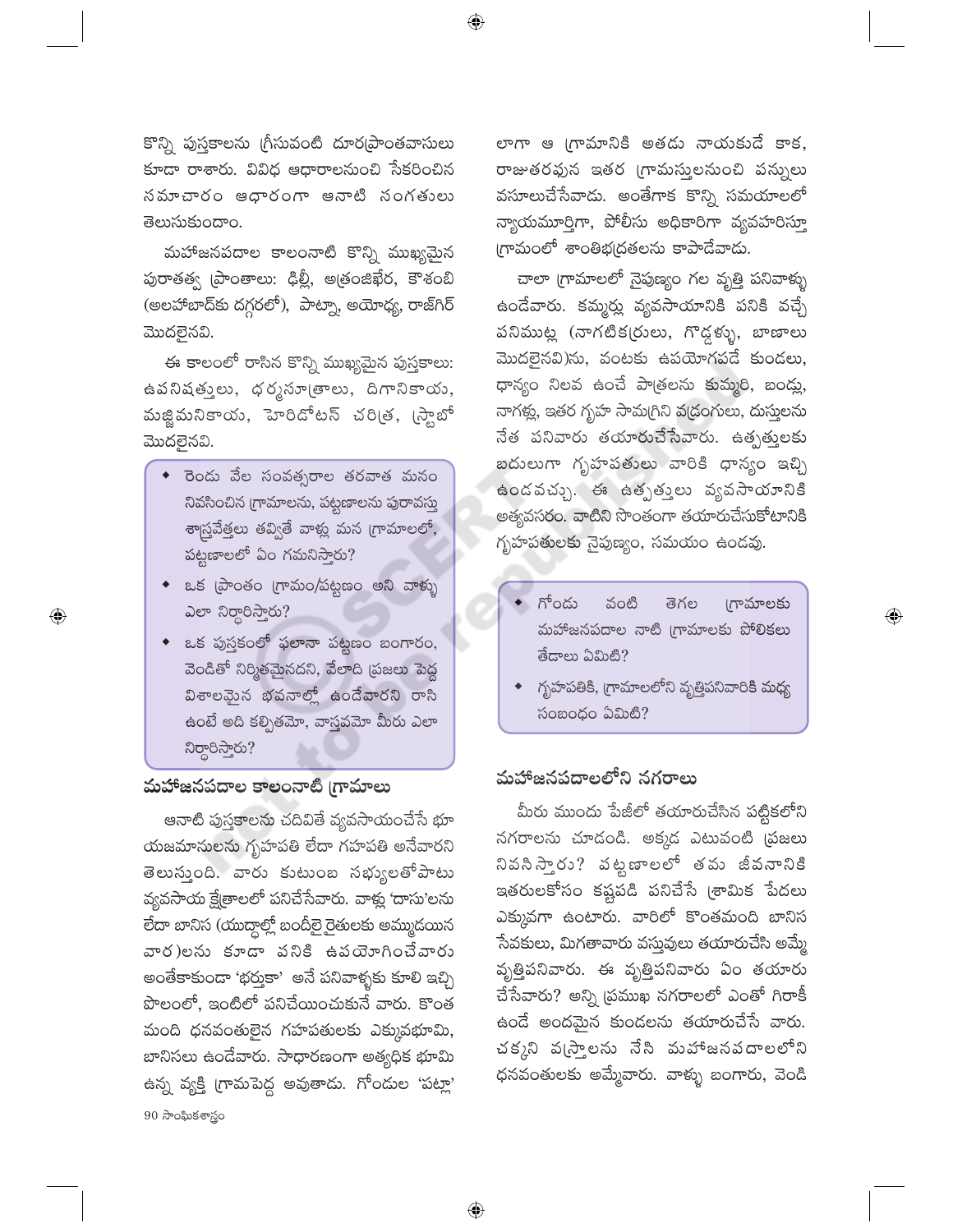కొన్ని పుస్తకాలను గ్రీసువంటి దూరప్రాంతవాసులు కూడా రాశారు. వివిధ ఆధారాలనుంచి సేకరించిన సమాచారం ఆధారంగా ఆనాటి సంగతులు తెలుసుకుందాం.

మహాజనపదాల కాలంనాటి కొన్ని ముఖ్యమైన పురాతత్వ ప్రాంతాలు: ఢిల్లీ, అత్రంజిఖేర, కౌశంబి (అలహాబాద్‌కు దగ్గరలో), పాట్నా, అయోధ్య, రాజ్‌గిర్ మొదలైనవి.

ఈ కాలంలో రాసిన కొన్ని ముఖ్యమైన పుస్తకాలు: ఉపనిషత్తులు, ధర్మసూత్రాలు, దిగానికాయం, మజ్జిమనికాయం, హెరిడోటస్ చరిత్ర, స్ట్రాబో మొదలైనవి.

- రెండు వేల సంవత్సరాల తరవాత మనం నివసించిన గ్రామాలను, పట్టణాలను పురావస్తు శాస్త్రవేత్తలు తవ్వితే వాళ్లు మన గ్రామాలలో, పట్టణాలలో ఏం గమనిస్తారు?
- ఒక ప్రాంతం గ్రామం/పట్టణం అని వాళ్ళు ఎలా నిర్ధారిస్తారు?
- ఒక పుస్తకంలో ఫలానా పట్టణం బంగారం, వెండితో నిర్మితమైనదని, వేలాది ప్రజలు పెద్ద విశాలమైన భవనాల్లో ఉండేవారని రాసి ఉంటే అది కల్పితమో, వాస్తవమో మీరు ఎలా నిర్ధారిస్తారు?

## మహాజనపదాల కాలంనాటి గ్రామాలు

ఆనాటి పుస్తకాలను చదివితే వ్యవసాయంచేసే భూ యజమానులను గృహపతి లేదా గహపతి అనేవారని తెలుస్తుంది. వారు కుటుంబ సభ్యులతోపాటు వ్యవసాయ క్షేత్రాలలో పనిచేసేవారు. వాళ్లు 'దాసు'లను లేదా బానిస (యుద్ధాల్లో బందీలై రైతులకు అమ్ముడయిన వార)లను కూడా పనికి ఉపయోగించేవారు అంతేకాకుండా 'భర్తుకా' అనే పనివాళ్ళకు కూలి ఇచ్చి పొలంలో, ఇంటిలో పనిచేయించుకునే వారు. కొంత మంది ధనవంతులైన గహపతులకు ఎక్కువభూమి, బానిసలు ఉండేవారు. సాధారణంగా అత్యధిక భూమి ఉన్న వ్యక్తి గ్రామపెద్ద అవుతాడు. గోండుల 'పట్లా' లాగా ఆ గ్రామానికి అతడు నాయకుడే కాక, రాజుతరఫున ఇతర గ్రామస్తులనుంచి పన్నులు వసూలుచేసేవాడు. అంతేగాక కొన్ని సమయాలలో న్యాయమూర్తిగా, పోలీసు అధికారిగా వ్యవహరిస్తూ గ్రామంలో శాంతిభద్రతలను కాపాడేవాడు.

చాలా గ్రామాలలో నైపుణ్యం గల వృత్తి పనివాళ్ళు ఉండేవారు. కమ్మర్లు వ్యవసాయానికి పనికి వచ్చే పనిముట్ల (నాగటికర్రులు, గొడ్డళ్ళు, బాణాలు మొదలైనవి)ను, వంటకు ఉపయోగపడే కుండలు, ధాన్యం నిలవ ఉంచే పాత్రలను కుమ్మరి, బండ్లు, నాగళ్లు, ఇతర గృహ సామగ్రిని వడ్రంగులు, దుస్తులను నేత పనివారు తయారుచేసేవారు. ఉత్పత్తులకు బదులుగా గృహపతులు వారికి ధాన్యం ఇచ్చి ఉండవచ్చు. ఈ ఉత్పత్తులు వ్యవసాయానికి అత్యవసరం. వాటిని సొంతంగా తయారుచేసుకోటానికి గృహపతులకు నైపుణ్యం, సమయం ఉండవు.

- గోండు వంటి తెగల గ్రామాలకు మహాజనపదాల నాటి గ్రామాలకు పోలికలు తేడాలు ఏమిటి?
- గృహపతికి, గ్రామాలలోని వృత్తిపనివారికి మధ్య సంబంధం ఏమిటి?

## మహాజనపదాలలోని నగరాలు

మీరు ముందు పేజీలో తయారుచేసిన పట్టికలోని నగరాలను చూడండి. అక్కడ ఎటువంటి ప్రజలు నివసిస్తారు? పట్టణాలలో తమ జీవనానికి ఇతరులకోసం కష్టపడి పనిచేసే శ్రామిక పేదలు ఎక్కువగా ఉంటారు. వారిలో కొంతమంది బానిస సేవకులు, మిగతావారు వస్తువులు తయారుచేసి అమ్మే వృత్తిపనివారు. ఈ వృత్తిపనివారు ఏం తయారు చేసేవారు? అన్ని ప్రముఖ నగరాలలో ఎంతో గిరాకీ ఉండే అందమైన కుండలను తయారుచేసే వారు. చక్కని వస్త్రాలను నేసి మహాజనపదాలలోని ధనవంతులకు అమ్మేవారు. వాళ్ళు బంగారు, వెండి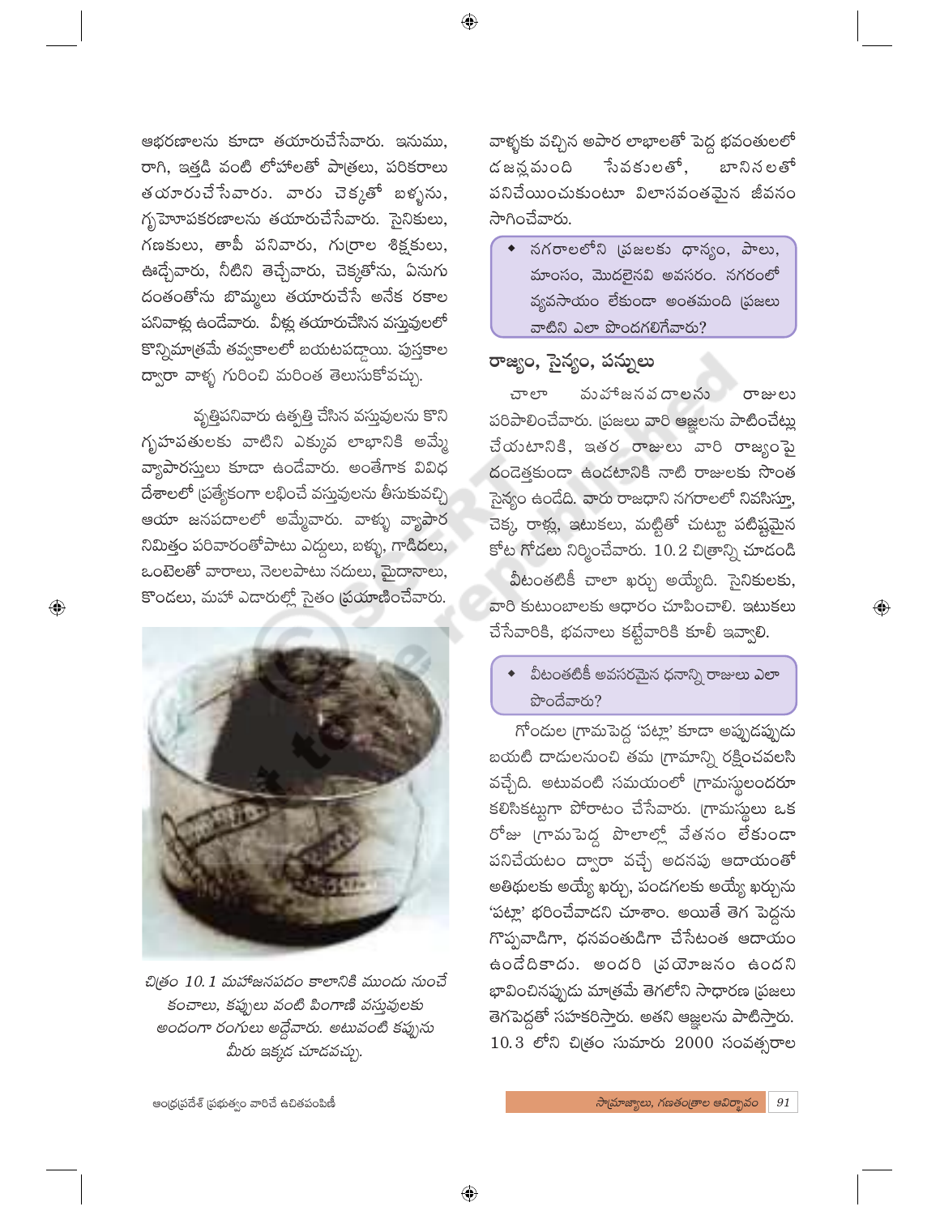ఆభరణాలను కూడా తయారుచేసేవారు. ఇనుము, రాగి, ఇత్తడి వంటి లోహాలతో పాత్రలు, పరికరాలు తయారుచేసేవారు. వారు చెక్కతో బళ్ళను, గృహోపకరణాలను తయారుచేసేవారు. సైనికులు, గణకులు, తాపీ పనివారు, గుర్రాల శిక్షకులు, ఊడ్చేవారు, నీటిని తెచ్చేవారు, చెక్కతోను, ఏనుగు దంతంతోను బొమ్మలు తయారుచేసే అనేక రకాల పనివాళ్లు ఉండేవారు. వీళ్ల తయారుచేసిన వస్తువులలో కొన్నిమాత్రమే తవ్వకాలలో బయటపడ్డాయి. పుస్తకాల ద్వారా వాళ్ళ గురించి మరింత తెలుసుకోవచ్చు.

వృత్తిపనివారు ఉత్పత్తి చేసిన వస్తువులను కొని గృహపతులకు వాటిని ఎక్కువ లాభానికి అమ్మే వ్యాపారస్తులు కూడా ఉండేవారు. అంతేగాక వివిధ దేశాలలో ప్రత్యేకంగా లభించే వస్తువులను తీసుకువచ్చి ఆయా జనపదాలలో అమ్మేవారు. వాళ్ళు వ్యాపార నిమిత్తం పరివారంతోపాటు ఎద్దులు, బళ్ళు, గాడిదలు, ఒంటెలతో వారాలు, నెలలపాటు నదులు, మైదానాలు, కొండలు, మహా ఎడారుల్లో సైతం ప్రయాణించేవారు.

*చిత్రం 10.1 మహాజనపదం కాలానికి ముందు నుంచే కంచాలు, కప్పులు వంటి పింగాణి వస్తువులకు అందంగా రంగులు అద్దేవారు. అటువంటి కప్పును మీరు ఇక్కడ చూడవచ్చు.*

వాళ్ళకు వచ్చిన అపార లాభాలతో పెద్ద భవంతులలో డజన్లమంది సేవకులతో, బానిసలతో పనిచేయించుకుంటూ విలాసవంతమైన జీవనం సాగించేవారు.

- నగరాలలోని ప్రజలకు ధాన్యం, పాలు, మాంసం, మొదలైనవి అవసరం. నగరంలో వ్యవసాయం లేకుండా అంతమంది ప్రజలు వాటిని ఎలా పొందగలిగేవారు?

## రాజ్యం, సైన్యం, పన్నులు

చాలా మహాజనపదాలను రాజులు పరిపాలించేవారు. ప్రజలు వారి ఆజ్ఞలను పాటించేట్లు చేయటానికి, ఇతర రాజులు వారి రాజ్యంపై దండెత్తకుండా ఉండటానికి నాటి రాజులకు సొంత సైన్యం ఉండేది. వారు రాజధాని నగరాలలో నివసిస్తూ, చెక్క, రాళ్లు, ఇటుకలు, మట్టితో చుట్టూ పటిష్టమైన కోట గోడలు నిర్మించేవారు. 10.2 చిత్రాన్ని చూడండి

వీటంతటికీ చాలా ఖర్చు అయ్యేది. సైనికులకు, వారి కుటుంబాలకు ఆధారం చూపించాలి. ఇటుకలు చేసేవారికి, భవనాలు కట్టేవారికి కూలీ ఇవ్వాలి.

- వీటంతటికీ అవసరమైన ధనాన్ని రాజులు ఎలా పొందేవారు?

గోండుల గ్రామపెద్ద 'పట్లా' కూడా అప్పుడప్పుడు బయటి దాడులనుంచి తమ గ్రామాన్ని రక్షించవలసి వచ్చేది. అటువంటి సమయంలో గ్రామస్థులందరూ కలిసికట్టుగా పోరాటం చేసేవారు. గ్రామస్థులు ఒక రోజు గ్రామపెద్ద పొలాల్లో వేతనం లేకుండా పనిచేయటం ద్వారా వచ్చే అదనపు ఆదాయంతో అతిథులకు అయ్యే ఖర్చు, పండగలకు అయ్యే ఖర్చును 'పట్లా' భరించేవాడని చూశాం. అయితే తెగ పెద్దను గొప్పవాడిగా, ధనవంతుడిగా చేసేటంత ఆదాయం ఉండేదికాదు. అందరి ప్రయోజనం ఉందని భావించినప్పుడు మాత్రమే తెగలోని సాధారణ ప్రజలు తెగపెద్దతో సహకరిస్తారు. అతని ఆజ్ఞలను పాటిస్తారు. 10.3 లోని చిత్రం సుమారు 2000 సంవత్సరాల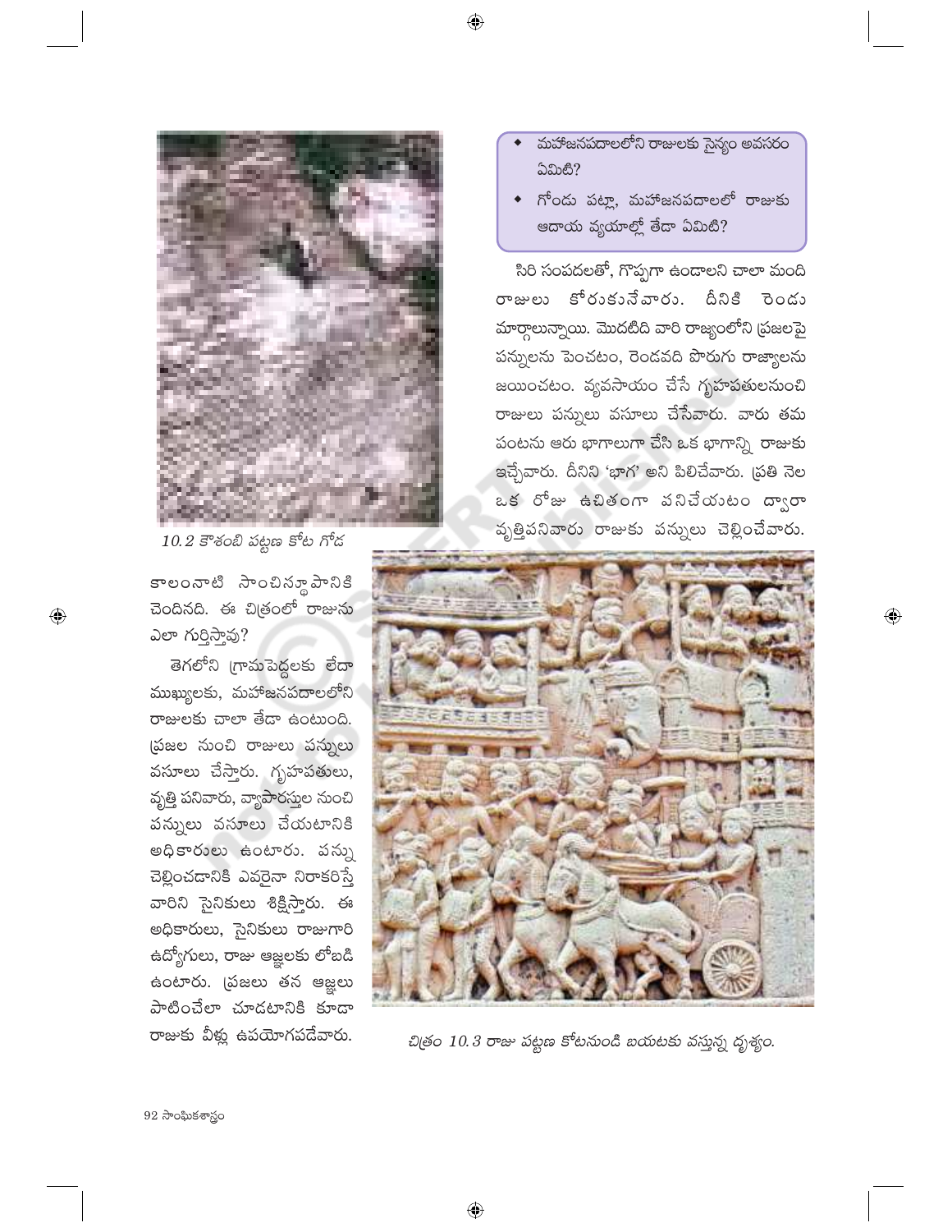10.2 కౌశంబి పట్టణ కోట గోడ

కాలంనాటి సాంచిస్థూపానికి చెందినది. ఈ చిత్రంలో రాజును ఎలా గుర్తిస్తావు?

తెగలోని గ్రామపెద్దలకు లేదా ముఖ్యులకు, మహాజనపదాలలోని రాజులకు చాలా తేడా ఉంటుంది. ప్రజల నుంచి రాజులు పన్నులు వసూలు చేస్తారు. గృహపతులు, వృత్తి పనివారు, వ్యాపారస్తుల నుంచి పన్నులు వసూలు చేయటానికి అధికారులు ఉంటారు. పన్ను చెల్లించడానికి ఎవరైనా నిరాకరిస్తే వారిని సైనికులు శిక్షిస్తారు. ఈ అధికారులు, సైనికులు రాజుగారి ఉద్యోగులు, రాజు ఆజ్ఞలకు లోబడి ఉంటారు. ప్రజలు తన ఆజ్ఞలు పాటించేలా చూడటానికి కూడా రాజుకు వీళ్ల ఉపయోగపడేవారు.

- మహాజనపదాలలోని రాజులకు సైన్యం అవసరం ఏమిటి?
- గోండు పట్లా, మహాజనపదాలలో రాజుకు ఆదాయ వ్యయాల్లో తేడా ఏమిటి?

సిరి సంపదలతో, గొప్పగా ఉండాలని చాలా మంది రాజులు కోరుకునేవారు. దీనికి రెండు మార్గాలున్నాయి. మొదటిది వారి రాజ్యంలోని ప్రజలపై పన్నులను పెంచటం, రెండవది పొరుగు రాజ్యాలను జయించటం. వ్యవసాయం చేసే గృహపతులనుంచి రాజులు పన్నులు వసూలు చేసేవారు. వారు తమ పంటను ఆరు భాగాలుగా చేసి ఒక భాగాన్ని రాజుకు ఇచ్చేవారు. దీనిని 'భాగ' అని పిలిచేవారు. ప్రతి నెల ఒక రోజు ఉచితంగా పనిచేయటం ద్వారా వృత్తిపనివారు రాజుకు పన్నులు చెల్లించేవారు.

చిత్రం 10.3 రాజు పట్టణ కోటనుండి బయటకు వస్తున్న దృశ్యం.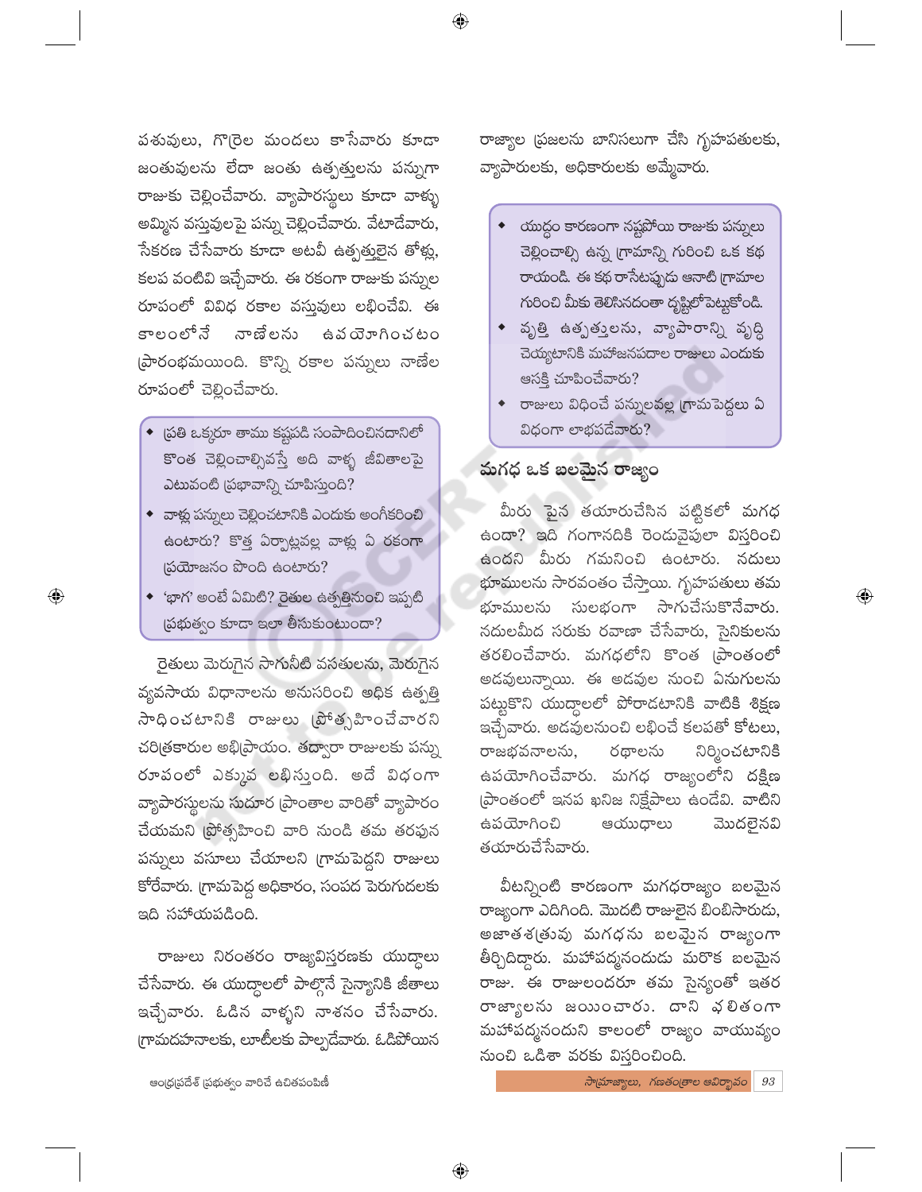పశువులు, గొర్రెల మందలు కాసేవారు కూడా జంతువులను లేదా జంతు ఉత్పత్తులను పన్నుగా రాజుకు చెల్లించేవారు. వ్యాపారస్థులు కూడా వాళ్ళు అమ్మిన వస్తువులపై పన్ను చెల్లించేవారు. వేటాడేవారు, సేకరణ చేసేవారు కూడా అటవీ ఉత్పత్తులైన తోళ్లు, కలప వంటివి ఇచ్చేవారు. ఈ రకంగా రాజుకు పన్నుల రూపంలో వివిధ రకాల వస్తువులు లభించేవి. ఈ కాలంలోనే నాణేలను ఉపయోగించటం ప్రారంభమయింది. కొన్ని రకాల పన్నులు నాణేల రూపంలో చెల్లించేవారు.

- ప్రతి ఒక్కరూ తాము కష్టపడి సంపాదించినదానిలో కొంత చెల్లించాల్సివస్తే అది వాళ్ళ జీవితాలపై ఎటువంటి ప్రభావాన్ని చూపిస్తుంది?
- వాళ్లు పన్నులు చెల్లించటానికి ఎందుకు అంగీకరించి ఉంటారు? కొత్త ఏర్పాట్లవల్ల వాళ్లు ఏ రకంగా ప్రయోజనం పొంది ఉంటారు?
- 'భాగ' అంటే ఏమిటి? రైతుల ఉత్పత్తినుంచి ఇప్పటి ప్రభుత్వం కూడా ఇలా తీసుకుంటుందా?

రైతులు మెరుగైన సాగునీటి వసతులను, మెరుగైన వ్యవసాయ విధానాలను అనుసరించి అధిక ఉత్పత్తి సాధించటానికి రాజులు ప్రోత్సహించేవారని చరిత్రకారుల అభిప్రాయం. తద్వారా రాజులకు పన్ను రూపంలో ఎక్కువ లభిస్తుంది. అదే విధంగా వ్యాపారస్థులను సుదూర ప్రాంతాల వారితో వ్యాపారం చేయమని ప్రోత్సహించి వారి నుండి తమ తరఫున పన్నులు వసూలు చేయాలని గ్రామపెద్దని రాజులు కోరేవారు. గ్రామపెద్ద అధికారం, సంపద పెరుగుదలకు ఇది సహాయపడింది.

రాజులు నిరంతరం రాజ్యవిస్తరణకు యుద్ధాలు చేసేవారు. ఈ యుద్ధాలలో పాల్గొనే సైన్యానికి జీతాలు ఇచ్చేవారు. ఓడిన వాళ్ళని నాశనం చేసేవారు. గ్రామదహనాలకు, లూటీలకు పాల్పడేవారు. ఓడిపోయిన రాజ్యాల ప్రజలను బానిసలుగా చేసి గృహపతులకు, వ్యాపారులకు, అధికారులకు అమ్మేవారు.

- యుద్ధం కారణంగా నష్టపోయి రాజుకు పన్నులు చెల్లించాల్సి ఉన్న గ్రామాన్ని గురించి ఒక కథ రాయండి. ఈ కథ రాసేటప్పుడు ఆనాటి గ్రామాల గురించి మీకు తెలిసినదంతా దృష్టిలోపెట్టుకోండి.
- వృత్తి ఉత్పత్తులను, వ్యాపారాన్ని వృద్ధి చెయ్యటానికి మహాజనపదాల రాజులు ఎందుకు ఆసక్తి చూపించేవారు?
- రాజులు విధించే పన్నులవల్ల గ్రామపెద్దలు ఏ విధంగా లాభపడేవారు?

## మగధ ఒక బలమైన రాజ్యం

మీరు పైన తయారుచేసిన పట్టికలో మగధ ఉందా? ఇది గంగానదికి రెండువైపులా విస్తరించి ఉందని మీరు గమనించి ఉంటారు. నదులు భూములను సారవంతం చేస్తాయి. గృహపతులు తమ భూములను సులభంగా సాగుచేసుకొనేవారు. నదులమీద సరుకు రవాణా చేసేవారు, సైనికులను తరలించేవారు. మగధలోని కొంత ప్రాంతంలో అడవులున్నాయి. ఈ అడవుల నుంచి ఏనుగులను పట్టుకొని యుద్ధాలలో పోరాడటానికి వాటికి శిక్షణ ఇచ్చేవారు. అడవులనుంచి లభించే కలపతో కోటలు, రాజభవనాలను, రథాలను నిర్మించటానికి ఉపయోగించేవారు. మగధ రాజ్యంలోని దక్షిణ ప్రాంతంలో ఇనప ఖనిజ నిక్షేపాలు ఉండేవి. వాటిని ఉపయోగించి ఆయుధాలు మొదలైనవి తయారుచేసేవారు.

వీటన్నింటి కారణంగా మగధరాజ్యం బలమైన రాజ్యంగా ఎదిగింది. మొదటి రాజులైన బింబిసారుడు, అజాతశత్రువు మగధను బలమైన రాజ్యంగా తీర్చిదిద్దారు. మహాపద్మనందుడు మరొక బలమైన రాజు. ఈ రాజులందరూ తమ సైన్యంతో ఇతర రాజ్యాలను జయించారు. దాని ఫలితంగా మహాపద్మనందుని కాలంలో రాజ్యం వాయువ్యం నుంచి ఒడిశా వరకు విస్తరించింది.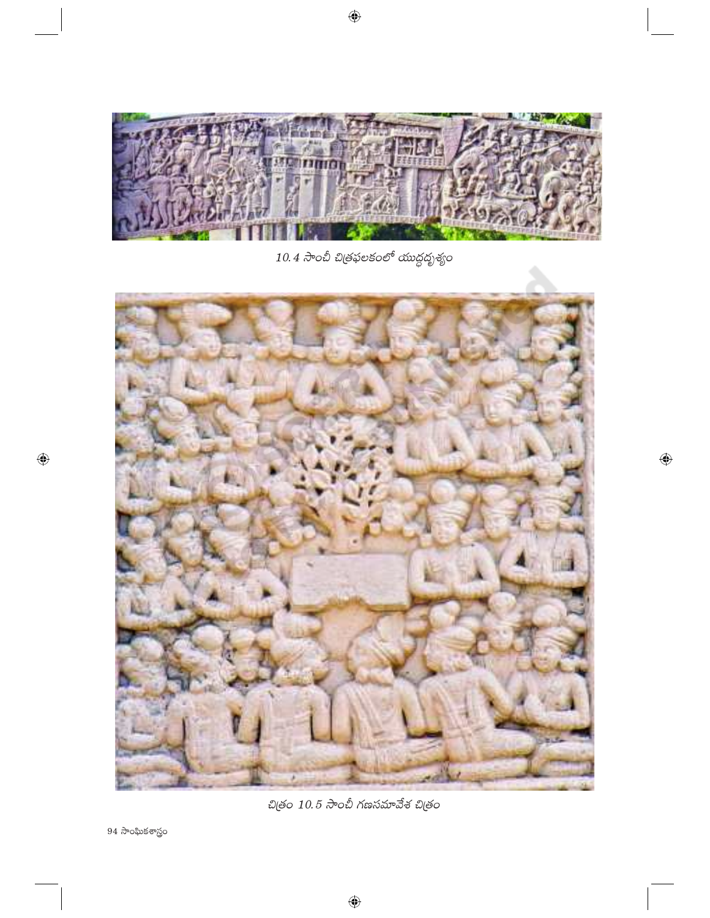10.4 సాంచీ చిత్రఫలకంలో యుద్ధదృశ్యం

చిత్రం 10.5 సాంచీ గణసమావేశ చిత్రం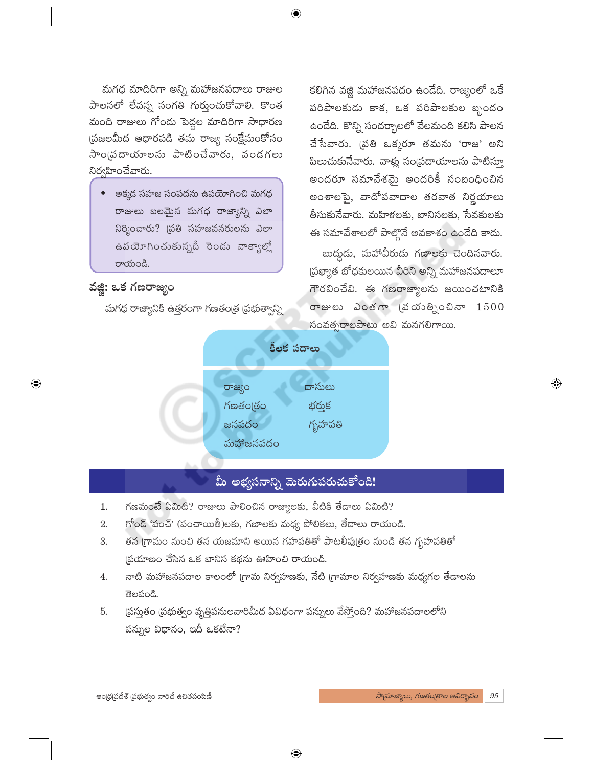మగధ మాదిరిగా అన్ని మహాజనపదాలు రాజుల పాలనలో లేవన్న సంగతి గుర్తుంచుకోవాలి. కొంత మంది రాజులు గోండు పెద్దల మాదిరిగా సాధారణ ప్రజలమీద ఆధారపడి తమ రాజ్య సంక్షేమంకోసం సాంప్రదాయాలను పాటించేవారు, పండగలు నిర్వహించేవారు.

- అక్కడ సహజ సంపదను ఉపయోగించి మగధ రాజులు బలమైన మగధ రాజ్యాన్ని ఎలా నిర్మించారు? ప్రతి సహజవనరులను ఎలా ఉపయోగించుకున్నదీ రెండు వాక్యాల్లో రాయండి.

### వజ్జి: ఒక గణరాజ్యం

మగధ రాజ్యానికి ఉత్తరంగా గణతంత్ర ప్రభుత్వాన్ని కలిగిన వజ్జి మహాజనపదం ఉండేది. రాజ్యంలో ఒకే పరిపాలకుడు కాక, ఒక పరిపాలకుల బృందం ఉండేది. కొన్ని సందర్భాలలో వేలమంది కలిసి పాలన చేసేవారు. ప్రతి ఒక్కరూ తమను 'రాజ' అని పిలుచుకునేవారు. వాళ్ళు సంప్రదాయాలను పాటిస్తూ అందరూ సమావేశమై అందరికీ సంబంధించిన అంశాలపై, వాదోపవాదాల తరవాత నిర్ణయాలు తీసుకునేవారు. మహిళలకు, బానిసలకు, సేవకులకు ఈ సమావేశాలలో పాల్గొనే అవకాశం ఉండేది కాదు.

బుద్ధుడు, మహావీరుడు గణాలకు చెందినవారు. ప్రఖ్యాత బోధకులయిన వీరిని అన్ని మహాజనపదాలూ గౌరవించేవి. ఈ గణరాజ్యాలను జయించటానికి రాజులు ఎంతగా ప్రయత్నించినా 1500 సంవత్సరాలపాటు అవి మనగలిగాయి.

**కీలక పదాలు**

రాజ్యం
గణతంత్రం
జనపదం
మహాజనపదం
దాసులు
భర్తుక
గృహపతి

## మీ అభ్యసనాన్ని మెరుగుపరుచుకోండి!

1. గణమంటే ఏమిటి? రాజులు పాలించిన రాజ్యాలకు, వీటికి తేడాలు ఏమిటి?
2. గోండ్ 'పంచ్' (పంచాయితీ)లకు, గణాలకు మధ్య పోలికలు, తేడాలు రాయండి.
3. తన గ్రామం నుంచి తన యజమాని అయిన గహపతితో పాటలీపుత్రం నుండి తన గృహపతితో ప్రయాణం చేసిన ఒక బానిస కథను ఊహించి రాయండి.
4. నాటి మహాజనపదాల కాలంలో గ్రామ నిర్వహణకు, నేటి గ్రామాల నిర్వహణకు మధ్యగల తేడాలను తెలపండి.
5. ప్రస్తుతం ప్రభుత్వం వృత్తిపనులవారిమీద ఏవిధంగా పన్నులు వేస్తోంది? మహాజనపదాలలోని పన్నుల విధానం, ఇదీ ఒకటేనా?